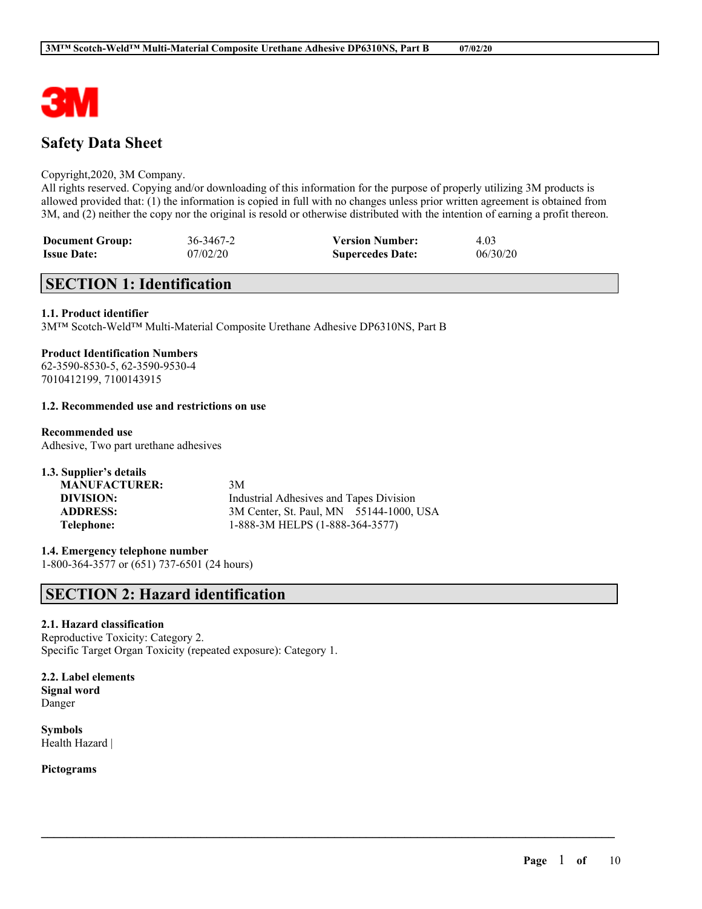# Safety Data Sheet

Copyright,2020, 3M Company.
All rights reserved. Copying and/or downloading of this information for the purpose of properly utilizing 3M products is allowed provided that: (1) the information is copied in full with no changes unless prior written agreement is obtained from 3M, and (2) neither the copy nor the original is resold or otherwise distributed with the intention of earning a profit thereon.

| **Document Group:** | 36-3467-2 | **Version Number:** | 4.03 |
|---|---|---|---|
| **Issue Date:** | 07/02/20 | **Supercedes Date:** | 06/30/20 |

## SECTION 1: Identification

### 1.1. Product identifier

3M™ Scotch-Weld™ Multi-Material Composite Urethane Adhesive DP6310NS, Part B

**Product Identification Numbers**
62-3590-8530-5, 62-3590-9530-4
7010412199, 7100143915

### 1.2. Recommended use and restrictions on use

**Recommended use**
Adhesive, Two part urethane adhesives

### 1.3. Supplier's details

| | |
|---|---|
| **MANUFACTURER:** | 3M |
| **DIVISION:** | Industrial Adhesives and Tapes Division |
| **ADDRESS:** | 3M Center, St. Paul, MN 55144-1000, USA |
| **Telephone:** | 1-888-3M HELPS (1-888-364-3577) |

### 1.4. Emergency telephone number

1-800-364-3577 or (651) 737-6501 (24 hours)

## SECTION 2: Hazard identification

### 2.1. Hazard classification

Reproductive Toxicity: Category 2.
Specific Target Organ Toxicity (repeated exposure): Category 1.

### 2.2. Label elements

**Signal word**
Danger

**Symbols**
Health Hazard |

**Pictograms**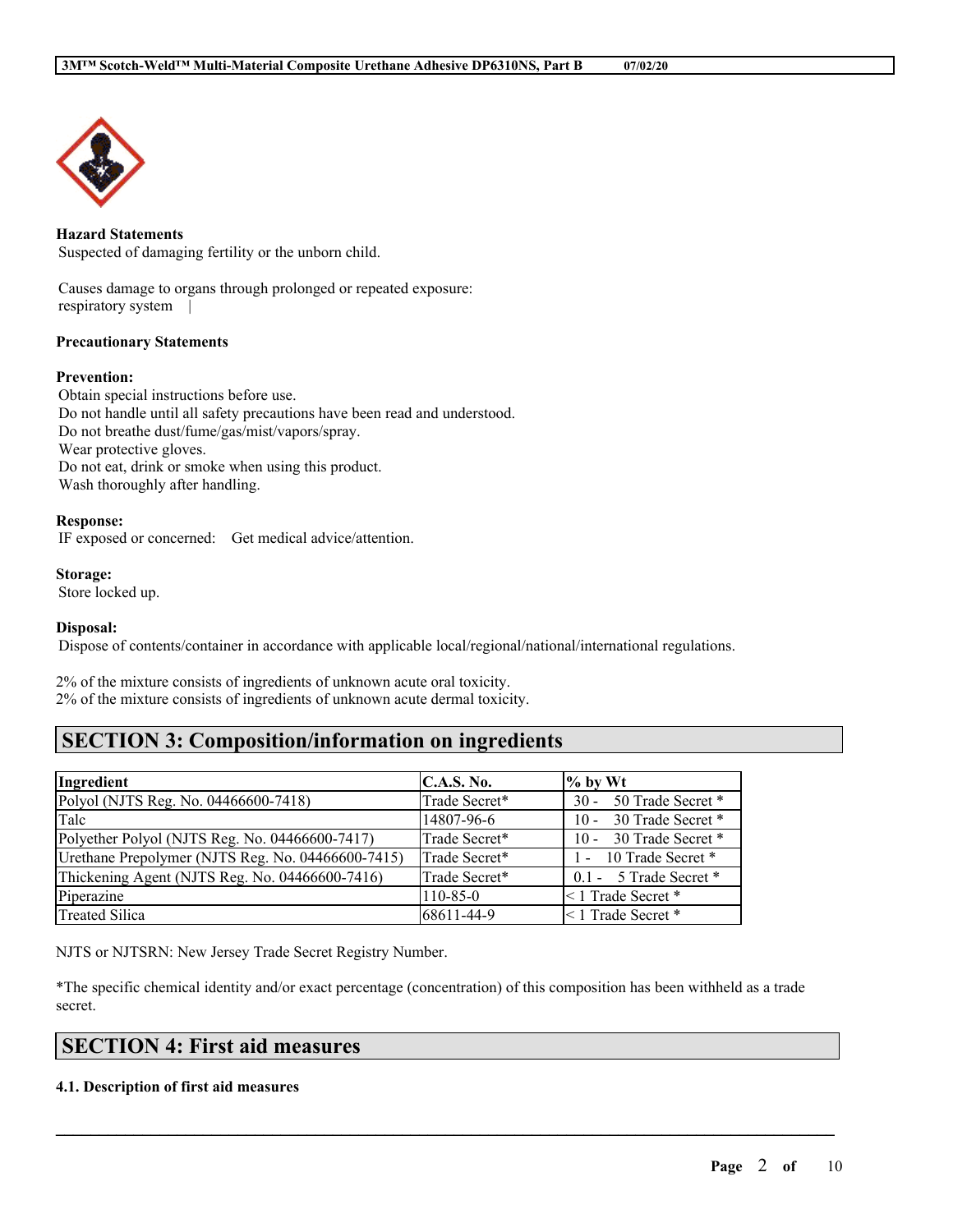**Hazard Statements**

Suspected of damaging fertility or the unborn child.

Causes damage to organs through prolonged or repeated exposure:
respiratory system |

**Precautionary Statements**

**Prevention:**

Obtain special instructions before use.
Do not handle until all safety precautions have been read and understood.
Do not breathe dust/fume/gas/mist/vapors/spray.
Wear protective gloves.
Do not eat, drink or smoke when using this product.
Wash thoroughly after handling.

**Response:**

IF exposed or concerned: Get medical advice/attention.

**Storage:**

Store locked up.

**Disposal:**

Dispose of contents/container in accordance with applicable local/regional/national/international regulations.

2% of the mixture consists of ingredients of unknown acute oral toxicity.
2% of the mixture consists of ingredients of unknown acute dermal toxicity.

## SECTION 3: Composition/information on ingredients

| Ingredient | C.A.S. No. | % by Wt |
|---|---|---|
| Polyol (NJTS Reg. No. 04466600-7418) | Trade Secret* | 30 - 50 Trade Secret * |
| Talc | 14807-96-6 | 10 - 30 Trade Secret * |
| Polyether Polyol (NJTS Reg. No. 04466600-7417) | Trade Secret* | 10 - 30 Trade Secret * |
| Urethane Prepolymer (NJTS Reg. No. 04466600-7415) | Trade Secret* | 1 - 10 Trade Secret * |
| Thickening Agent (NJTS Reg. No. 04466600-7416) | Trade Secret* | 0.1 - 5 Trade Secret * |
| Piperazine | 110-85-0 | < 1 Trade Secret * |
| Treated Silica | 68611-44-9 | < 1 Trade Secret * |

NJTS or NJTSRN: New Jersey Trade Secret Registry Number.

*The specific chemical identity and/or exact percentage (concentration) of this composition has been withheld as a trade secret.

## SECTION 4: First aid measures

### 4.1. Description of first aid measures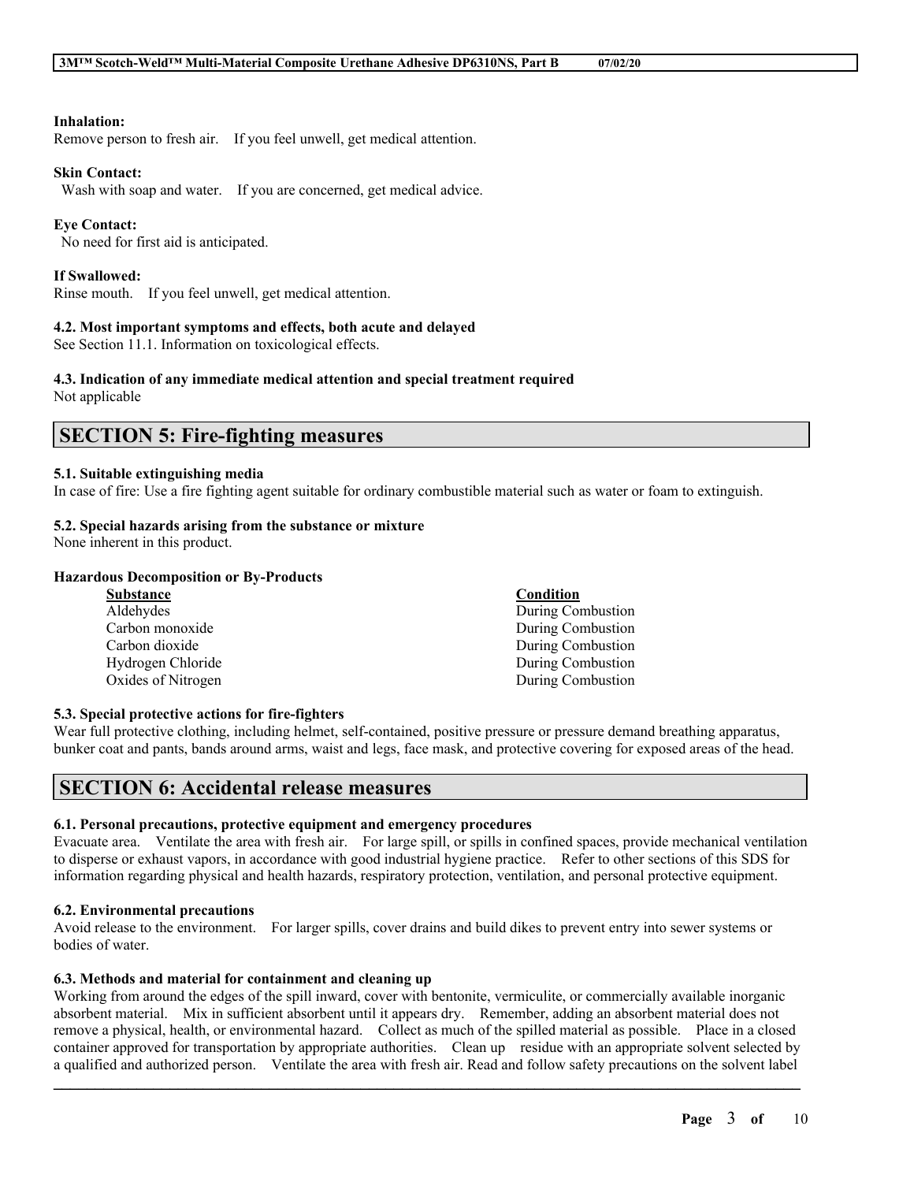**Inhalation:**
Remove person to fresh air. If you feel unwell, get medical attention.

**Skin Contact:**
Wash with soap and water. If you are concerned, get medical advice.

**Eye Contact:**
No need for first aid is anticipated.

**If Swallowed:**
Rinse mouth. If you feel unwell, get medical attention.

**4.2. Most important symptoms and effects, both acute and delayed**
See Section 11.1. Information on toxicological effects.

**4.3. Indication of any immediate medical attention and special treatment required**
Not applicable

## SECTION 5: Fire-fighting measures

**5.1. Suitable extinguishing media**
In case of fire: Use a fire fighting agent suitable for ordinary combustible material such as water or foam to extinguish.

**5.2. Special hazards arising from the substance or mixture**
None inherent in this product.

**Hazardous Decomposition or By-Products**

| Substance | Condition |
|---|---|
| Aldehydes | During Combustion |
| Carbon monoxide | During Combustion |
| Carbon dioxide | During Combustion |
| Hydrogen Chloride | During Combustion |
| Oxides of Nitrogen | During Combustion |

**5.3. Special protective actions for fire-fighters**
Wear full protective clothing, including helmet, self-contained, positive pressure or pressure demand breathing apparatus, bunker coat and pants, bands around arms, waist and legs, face mask, and protective covering for exposed areas of the head.

## SECTION 6: Accidental release measures

**6.1. Personal precautions, protective equipment and emergency procedures**
Evacuate area. Ventilate the area with fresh air. For large spill, or spills in confined spaces, provide mechanical ventilation to disperse or exhaust vapors, in accordance with good industrial hygiene practice. Refer to other sections of this SDS for information regarding physical and health hazards, respiratory protection, ventilation, and personal protective equipment.

**6.2. Environmental precautions**
Avoid release to the environment. For larger spills, cover drains and build dikes to prevent entry into sewer systems or bodies of water.

**6.3. Methods and material for containment and cleaning up**
Working from around the edges of the spill inward, cover with bentonite, vermiculite, or commercially available inorganic absorbent material. Mix in sufficient absorbent until it appears dry. Remember, adding an absorbent material does not remove a physical, health, or environmental hazard. Collect as much of the spilled material as possible. Place in a closed container approved for transportation by appropriate authorities. Clean up residue with an appropriate solvent selected by a qualified and authorized person. Ventilate the area with fresh air. Read and follow safety precautions on the solvent label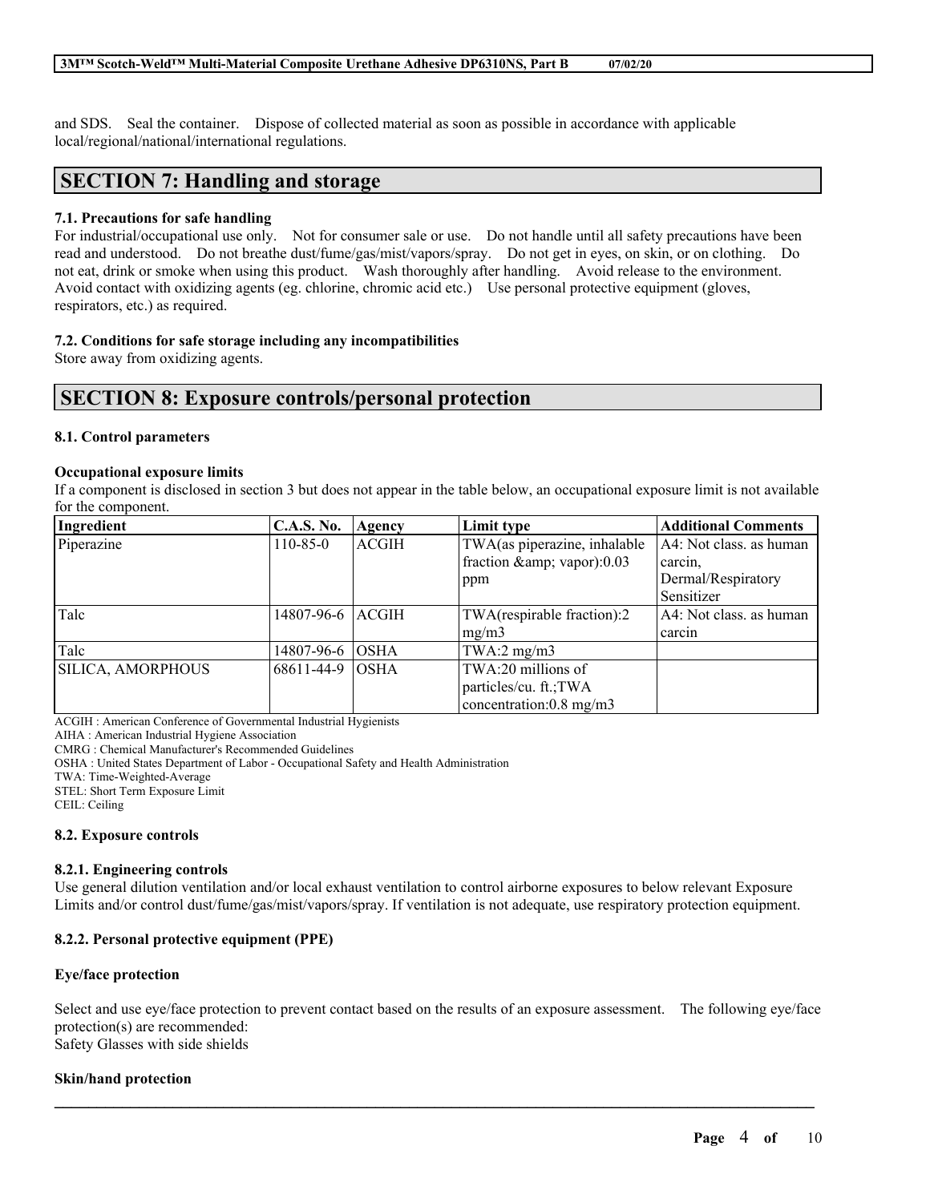and SDS. Seal the container. Dispose of collected material as soon as possible in accordance with applicable local/regional/national/international regulations.

# SECTION 7: Handling and storage

### 7.1. Precautions for safe handling

For industrial/occupational use only. Not for consumer sale or use. Do not handle until all safety precautions have been read and understood. Do not breathe dust/fume/gas/mist/vapors/spray. Do not get in eyes, on skin, or on clothing. Do not eat, drink or smoke when using this product. Wash thoroughly after handling. Avoid release to the environment. Avoid contact with oxidizing agents (eg. chlorine, chromic acid etc.) Use personal protective equipment (gloves, respirators, etc.) as required.

### 7.2. Conditions for safe storage including any incompatibilities

Store away from oxidizing agents.

# SECTION 8: Exposure controls/personal protection

### 8.1. Control parameters

**Occupational exposure limits**

If a component is disclosed in section 3 but does not appear in the table below, an occupational exposure limit is not available for the component.

| Ingredient | C.A.S. No. | Agency | Limit type | Additional Comments |
|---|---|---|---|---|
| Piperazine | 110-85-0 | ACGIH | TWA(as piperazine, inhalable fraction &amp; vapor):0.03 ppm | A4: Not class. as human carcin, Dermal/Respiratory Sensitizer |
| Talc | 14807-96-6 | ACGIH | TWA(respirable fraction):2 mg/m3 | A4: Not class. as human carcin |
| Talc | 14807-96-6 | OSHA | TWA:2 mg/m3 | |
| SILICA, AMORPHOUS | 68611-44-9 | OSHA | TWA:20 millions of particles/cu. ft.;TWA concentration:0.8 mg/m3 | |

ACGIH : American Conference of Governmental Industrial Hygienists
AIHA : American Industrial Hygiene Association
CMRG : Chemical Manufacturer's Recommended Guidelines
OSHA : United States Department of Labor - Occupational Safety and Health Administration
TWA: Time-Weighted-Average
STEL: Short Term Exposure Limit
CEIL: Ceiling

### 8.2. Exposure controls

#### 8.2.1. Engineering controls

Use general dilution ventilation and/or local exhaust ventilation to control airborne exposures to below relevant Exposure Limits and/or control dust/fume/gas/mist/vapors/spray. If ventilation is not adequate, use respiratory protection equipment.

#### 8.2.2. Personal protective equipment (PPE)

**Eye/face protection**

Select and use eye/face protection to prevent contact based on the results of an exposure assessment. The following eye/face protection(s) are recommended:
Safety Glasses with side shields

**Skin/hand protection**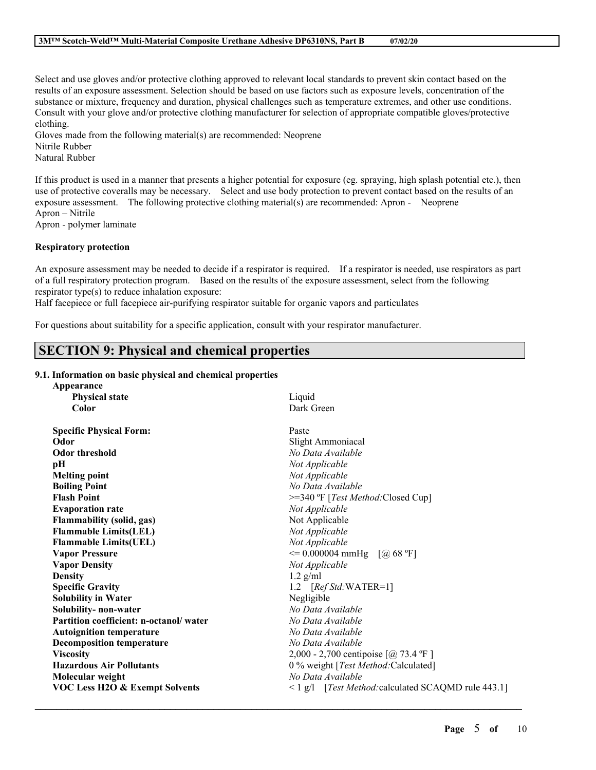Select and use gloves and/or protective clothing approved to relevant local standards to prevent skin contact based on the results of an exposure assessment. Selection should be based on use factors such as exposure levels, concentration of the substance or mixture, frequency and duration, physical challenges such as temperature extremes, and other use conditions. Consult with your glove and/or protective clothing manufacturer for selection of appropriate compatible gloves/protective clothing.

Gloves made from the following material(s) are recommended: Neoprene
Nitrile Rubber
Natural Rubber

If this product is used in a manner that presents a higher potential for exposure (eg. spraying, high splash potential etc.), then use of protective coveralls may be necessary. Select and use body protection to prevent contact based on the results of an exposure assessment. The following protective clothing material(s) are recommended: Apron - Neoprene
Apron – Nitrile
Apron - polymer laminate

**Respiratory protection**

An exposure assessment may be needed to decide if a respirator is required. If a respirator is needed, use respirators as part of a full respiratory protection program. Based on the results of the exposure assessment, select from the following respirator type(s) to reduce inhalation exposure:
Half facepiece or full facepiece air-purifying respirator suitable for organic vapors and particulates

For questions about suitability for a specific application, consult with your respirator manufacturer.

## SECTION 9: Physical and chemical properties

### 9.1. Information on basic physical and chemical properties

| Property | Value |
| --- | --- |
| **Appearance** | |
| **Physical state** | Liquid |
| **Color** | Dark Green |
| **Specific Physical Form:** | Paste |
| **Odor** | Slight Ammoniacal |
| **Odor threshold** | *No Data Available* |
| **pH** | *Not Applicable* |
| **Melting point** | *Not Applicable* |
| **Boiling Point** | *No Data Available* |
| **Flash Point** | >=340 ºF [*Test Method:*Closed Cup] |
| **Evaporation rate** | *Not Applicable* |
| **Flammability (solid, gas)** | Not Applicable |
| **Flammable Limits(LEL)** | *Not Applicable* |
| **Flammable Limits(UEL)** | *Not Applicable* |
| **Vapor Pressure** | <= 0.000004 mmHg [@ 68 ºF] |
| **Vapor Density** | *Not Applicable* |
| **Density** | 1.2 g/ml |
| **Specific Gravity** | 1.2 [*Ref Std:*WATER=1] |
| **Solubility in Water** | Negligible |
| **Solubility- non-water** | *No Data Available* |
| **Partition coefficient: n-octanol/ water** | *No Data Available* |
| **Autoignition temperature** | *No Data Available* |
| **Decomposition temperature** | *No Data Available* |
| **Viscosity** | 2,000 - 2,700 centipoise [@ 73.4 ºF ] |
| **Hazardous Air Pollutants** | 0 % weight [*Test Method:*Calculated] |
| **Molecular weight** | *No Data Available* |
| **VOC Less H2O & Exempt Solvents** | < 1 g/l [*Test Method:*calculated SCAQMD rule 443.1] |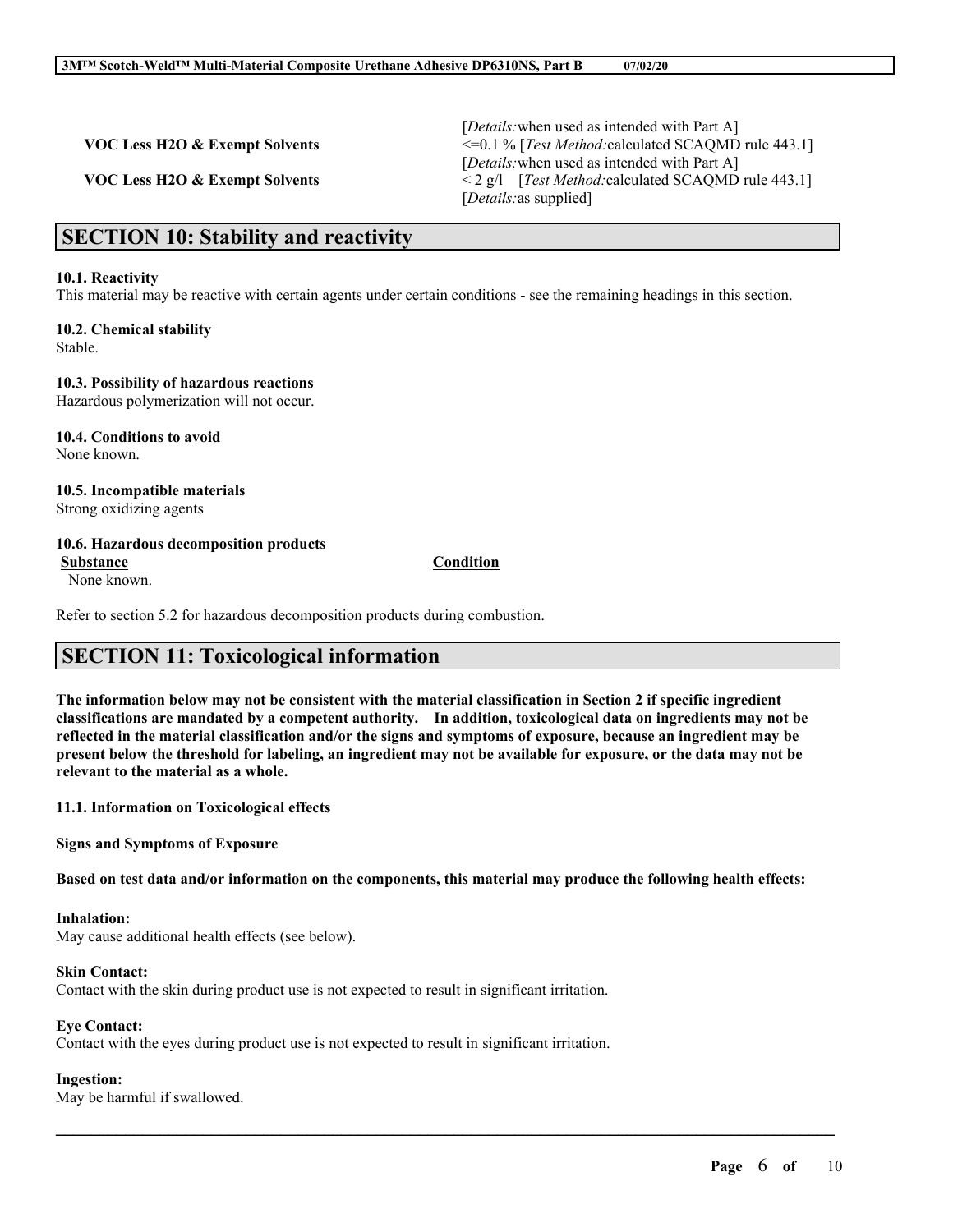|  |  |
|---|---|
|  | [*Details:*when used as intended with Part A] |
| **VOC Less H2O & Exempt Solvents** | <=0.1 % [*Test Method:*calculated SCAQMD rule 443.1] [*Details:*when used as intended with Part A] |
| **VOC Less H2O & Exempt Solvents** | < 2 g/l [*Test Method:*calculated SCAQMD rule 443.1] [*Details:*as supplied] |

## SECTION 10: Stability and reactivity

**10.1. Reactivity**
This material may be reactive with certain agents under certain conditions - see the remaining headings in this section.

**10.2. Chemical stability**
Stable.

**10.3. Possibility of hazardous reactions**
Hazardous polymerization will not occur.

**10.4. Conditions to avoid**
None known.

**10.5. Incompatible materials**
Strong oxidizing agents

**10.6. Hazardous decomposition products**

| Substance | Condition |
|---|---|
| None known. | |

Refer to section 5.2 for hazardous decomposition products during combustion.

## SECTION 11: Toxicological information

**The information below may not be consistent with the material classification in Section 2 if specific ingredient classifications are mandated by a competent authority. In addition, toxicological data on ingredients may not be reflected in the material classification and/or the signs and symptoms of exposure, because an ingredient may be present below the threshold for labeling, an ingredient may not be available for exposure, or the data may not be relevant to the material as a whole.**

**11.1. Information on Toxicological effects**

**Signs and Symptoms of Exposure**

**Based on test data and/or information on the components, this material may produce the following health effects:**

**Inhalation:**
May cause additional health effects (see below).

**Skin Contact:**
Contact with the skin during product use is not expected to result in significant irritation.

**Eye Contact:**
Contact with the eyes during product use is not expected to result in significant irritation.

**Ingestion:**
May be harmful if swallowed.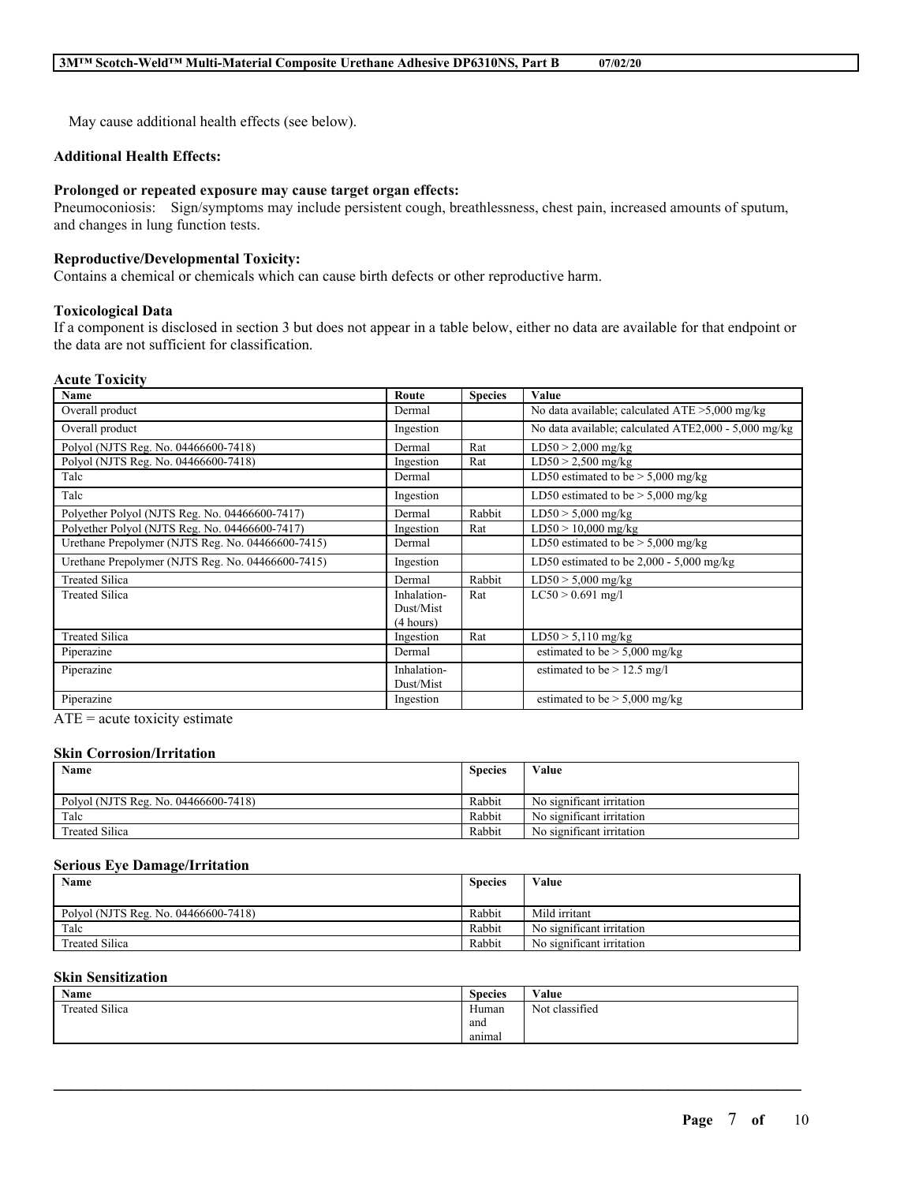May cause additional health effects (see below).

**Additional Health Effects:**

**Prolonged or repeated exposure may cause target organ effects:**
Pneumoconiosis: Sign/symptoms may include persistent cough, breathlessness, chest pain, increased amounts of sputum, and changes in lung function tests.

**Reproductive/Developmental Toxicity:**
Contains a chemical or chemicals which can cause birth defects or other reproductive harm.

**Toxicological Data**
If a component is disclosed in section 3 but does not appear in a table below, either no data are available for that endpoint or the data are not sufficient for classification.

**Acute Toxicity**

| Name | Route | Species | Value |
|---|---|---|---|
| Overall product | Dermal | | No data available; calculated ATE >5,000 mg/kg |
| Overall product | Ingestion | | No data available; calculated ATE2,000 - 5,000 mg/kg |
| Polyol (NJTS Reg. No. 04466600-7418) | Dermal | Rat | LD50 > 2,000 mg/kg |
| Polyol (NJTS Reg. No. 04466600-7418) | Ingestion | Rat | LD50 > 2,500 mg/kg |
| Talc | Dermal | | LD50 estimated to be > 5,000 mg/kg |
| Talc | Ingestion | | LD50 estimated to be > 5,000 mg/kg |
| Polyether Polyol (NJTS Reg. No. 04466600-7417) | Dermal | Rabbit | LD50 > 5,000 mg/kg |
| Polyether Polyol (NJTS Reg. No. 04466600-7417) | Ingestion | Rat | LD50 > 10,000 mg/kg |
| Urethane Prepolymer (NJTS Reg. No. 04466600-7415) | Dermal | | LD50 estimated to be > 5,000 mg/kg |
| Urethane Prepolymer (NJTS Reg. No. 04466600-7415) | Ingestion | | LD50 estimated to be 2,000 - 5,000 mg/kg |
| Treated Silica | Dermal | Rabbit | LD50 > 5,000 mg/kg |
| Treated Silica | Inhalation-Dust/Mist (4 hours) | Rat | LC50 > 0.691 mg/l |
| Treated Silica | Ingestion | Rat | LD50 > 5,110 mg/kg |
| Piperazine | Dermal | | estimated to be > 5,000 mg/kg |
| Piperazine | Inhalation-Dust/Mist | | estimated to be > 12.5 mg/l |
| Piperazine | Ingestion | | estimated to be > 5,000 mg/kg |

ATE = acute toxicity estimate

**Skin Corrosion/Irritation**

| Name | Species | Value |
|---|---|---|
| Polyol (NJTS Reg. No. 04466600-7418) | Rabbit | No significant irritation |
| Talc | Rabbit | No significant irritation |
| Treated Silica | Rabbit | No significant irritation |

**Serious Eye Damage/Irritation**

| Name | Species | Value |
|---|---|---|
| Polyol (NJTS Reg. No. 04466600-7418) | Rabbit | Mild irritant |
| Talc | Rabbit | No significant irritation |
| Treated Silica | Rabbit | No significant irritation |

**Skin Sensitization**

| Name | Species | Value |
|---|---|---|
| Treated Silica | Human and animal | Not classified |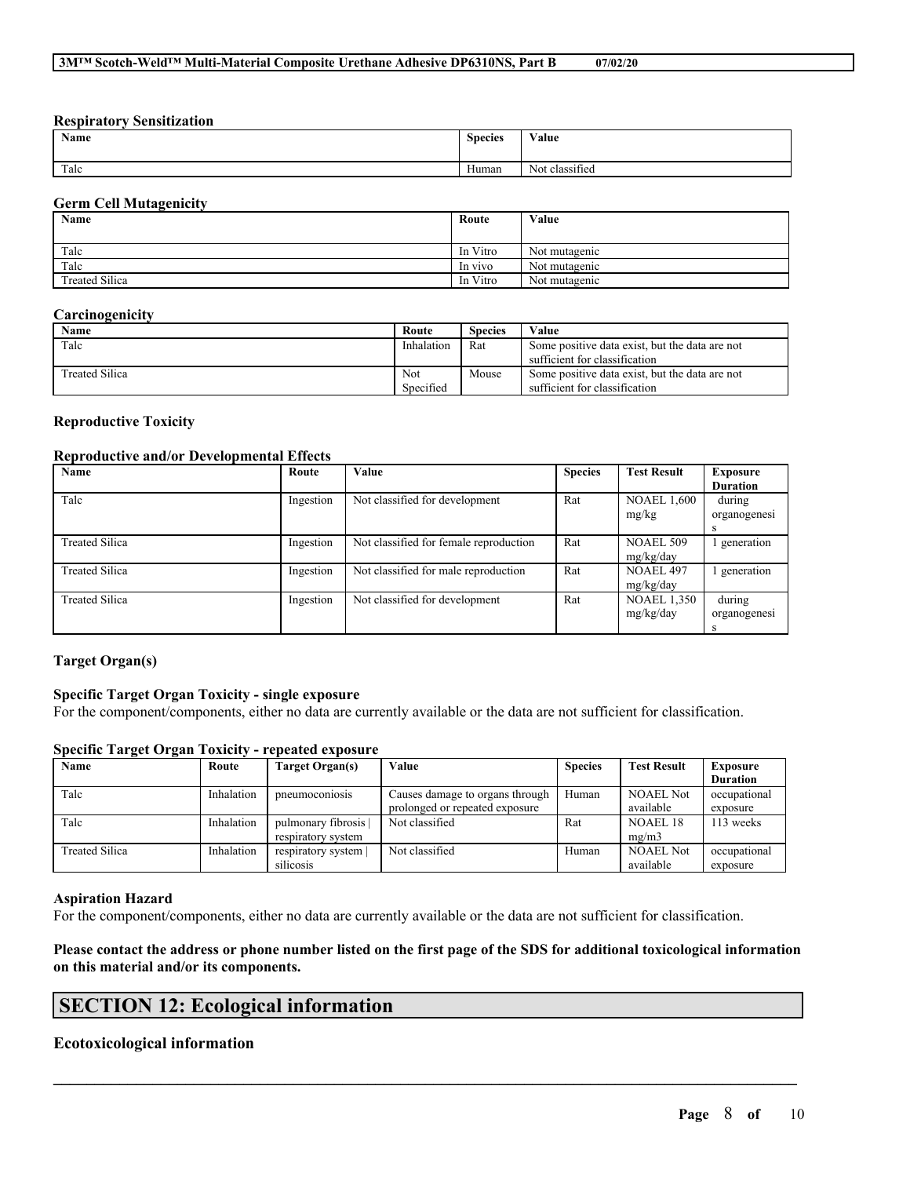**Respiratory Sensitization**

| Name | Species | Value |
|---|---|---|
| Talc | Human | Not classified |

**Germ Cell Mutagenicity**

| Name | Route | Value |
|---|---|---|
| Talc | In Vitro | Not mutagenic |
| Talc | In vivo | Not mutagenic |
| Treated Silica | In Vitro | Not mutagenic |

**Carcinogenicity**

| Name | Route | Species | Value |
|---|---|---|---|
| Talc | Inhalation | Rat | Some positive data exist, but the data are not sufficient for classification |
| Treated Silica | Not Specified | Mouse | Some positive data exist, but the data are not sufficient for classification |

**Reproductive Toxicity**

**Reproductive and/or Developmental Effects**

| Name | Route | Value | Species | Test Result | Exposure Duration |
|---|---|---|---|---|---|
| Talc | Ingestion | Not classified for development | Rat | NOAEL 1,600 mg/kg | during organogenesis |
| Treated Silica | Ingestion | Not classified for female reproduction | Rat | NOAEL 509 mg/kg/day | 1 generation |
| Treated Silica | Ingestion | Not classified for male reproduction | Rat | NOAEL 497 mg/kg/day | 1 generation |
| Treated Silica | Ingestion | Not classified for development | Rat | NOAEL 1,350 mg/kg/day | during organogenesis |

**Target Organ(s)**

**Specific Target Organ Toxicity - single exposure**

For the component/components, either no data are currently available or the data are not sufficient for classification.

**Specific Target Organ Toxicity - repeated exposure**

| Name | Route | Target Organ(s) | Value | Species | Test Result | Exposure Duration |
|---|---|---|---|---|---|---|
| Talc | Inhalation | pneumoconiosis | Causes damage to organs through prolonged or repeated exposure | Human | NOAEL Not available | occupational exposure |
| Talc | Inhalation | pulmonary fibrosis \| respiratory system | Not classified | Rat | NOAEL 18 mg/m3 | 113 weeks |
| Treated Silica | Inhalation | respiratory system \| silicosis | Not classified | Human | NOAEL Not available | occupational exposure |

**Aspiration Hazard**

For the component/components, either no data are currently available or the data are not sufficient for classification.

**Please contact the address or phone number listed on the first page of the SDS for additional toxicological information on this material and/or its components.**

# SECTION 12: Ecological information

**Ecotoxicological information**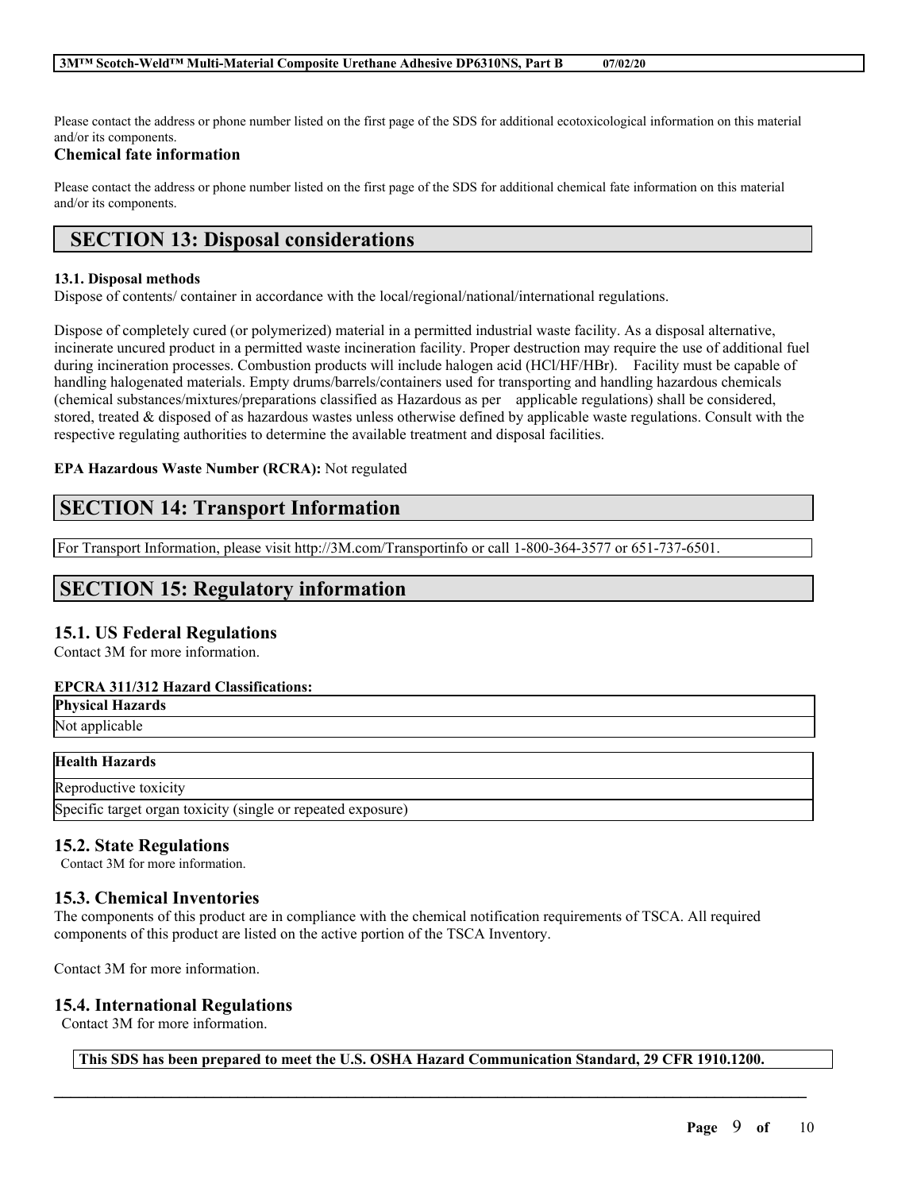Please contact the address or phone number listed on the first page of the SDS for additional ecotoxicological information on this material and/or its components.

**Chemical fate information**

Please contact the address or phone number listed on the first page of the SDS for additional chemical fate information on this material and/or its components.

## SECTION 13: Disposal considerations

**13.1. Disposal methods**

Dispose of contents/ container in accordance with the local/regional/national/international regulations.

Dispose of completely cured (or polymerized) material in a permitted industrial waste facility. As a disposal alternative, incinerate uncured product in a permitted waste incineration facility. Proper destruction may require the use of additional fuel during incineration processes. Combustion products will include halogen acid (HCl/HF/HBr). Facility must be capable of handling halogenated materials. Empty drums/barrels/containers used for transporting and handling hazardous chemicals (chemical substances/mixtures/preparations classified as Hazardous as per applicable regulations) shall be considered, stored, treated & disposed of as hazardous wastes unless otherwise defined by applicable waste regulations. Consult with the respective regulating authorities to determine the available treatment and disposal facilities.

**EPA Hazardous Waste Number (RCRA):** Not regulated

## SECTION 14: Transport Information

For Transport Information, please visit http://3M.com/Transportinfo or call 1-800-364-3577 or 651-737-6501.

## SECTION 15: Regulatory information

### 15.1. US Federal Regulations

Contact 3M for more information.

**EPCRA 311/312 Hazard Classifications:**

| Physical Hazards |
| --- |
| Not applicable |

| Health Hazards |
| --- |
| Reproductive toxicity |
| Specific target organ toxicity (single or repeated exposure) |

### 15.2. State Regulations

Contact 3M for more information.

### 15.3. Chemical Inventories

The components of this product are in compliance with the chemical notification requirements of TSCA. All required components of this product are listed on the active portion of the TSCA Inventory.

Contact 3M for more information.

### 15.4. International Regulations

Contact 3M for more information.

**This SDS has been prepared to meet the U.S. OSHA Hazard Communication Standard, 29 CFR 1910.1200.**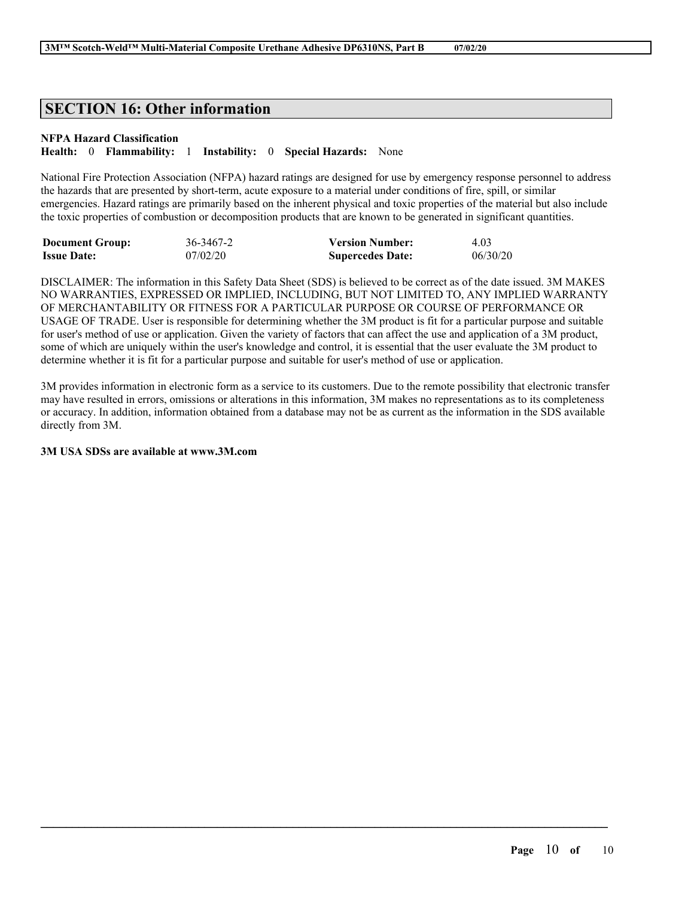## SECTION 16: Other information

**NFPA Hazard Classification**
**Health:** 0 **Flammability:** 1 **Instability:** 0 **Special Hazards:** None

National Fire Protection Association (NFPA) hazard ratings are designed for use by emergency response personnel to address the hazards that are presented by short-term, acute exposure to a material under conditions of fire, spill, or similar emergencies. Hazard ratings are primarily based on the inherent physical and toxic properties of the material but also include the toxic properties of combustion or decomposition products that are known to be generated in significant quantities.

| | | | |
|---|---|---|---|
| **Document Group:** | 36-3467-2 | **Version Number:** | 4.03 |
| **Issue Date:** | 07/02/20 | **Supercedes Date:** | 06/30/20 |

DISCLAIMER: The information in this Safety Data Sheet (SDS) is believed to be correct as of the date issued. 3M MAKES NO WARRANTIES, EXPRESSED OR IMPLIED, INCLUDING, BUT NOT LIMITED TO, ANY IMPLIED WARRANTY OF MERCHANTABILITY OR FITNESS FOR A PARTICULAR PURPOSE OR COURSE OF PERFORMANCE OR USAGE OF TRADE. User is responsible for determining whether the 3M product is fit for a particular purpose and suitable for user's method of use or application. Given the variety of factors that can affect the use and application of a 3M product, some of which are uniquely within the user's knowledge and control, it is essential that the user evaluate the 3M product to determine whether it is fit for a particular purpose and suitable for user's method of use or application.

3M provides information in electronic form as a service to its customers. Due to the remote possibility that electronic transfer may have resulted in errors, omissions or alterations in this information, 3M makes no representations as to its completeness or accuracy. In addition, information obtained from a database may not be as current as the information in the SDS available directly from 3M.

**3M USA SDSs are available at www.3M.com**